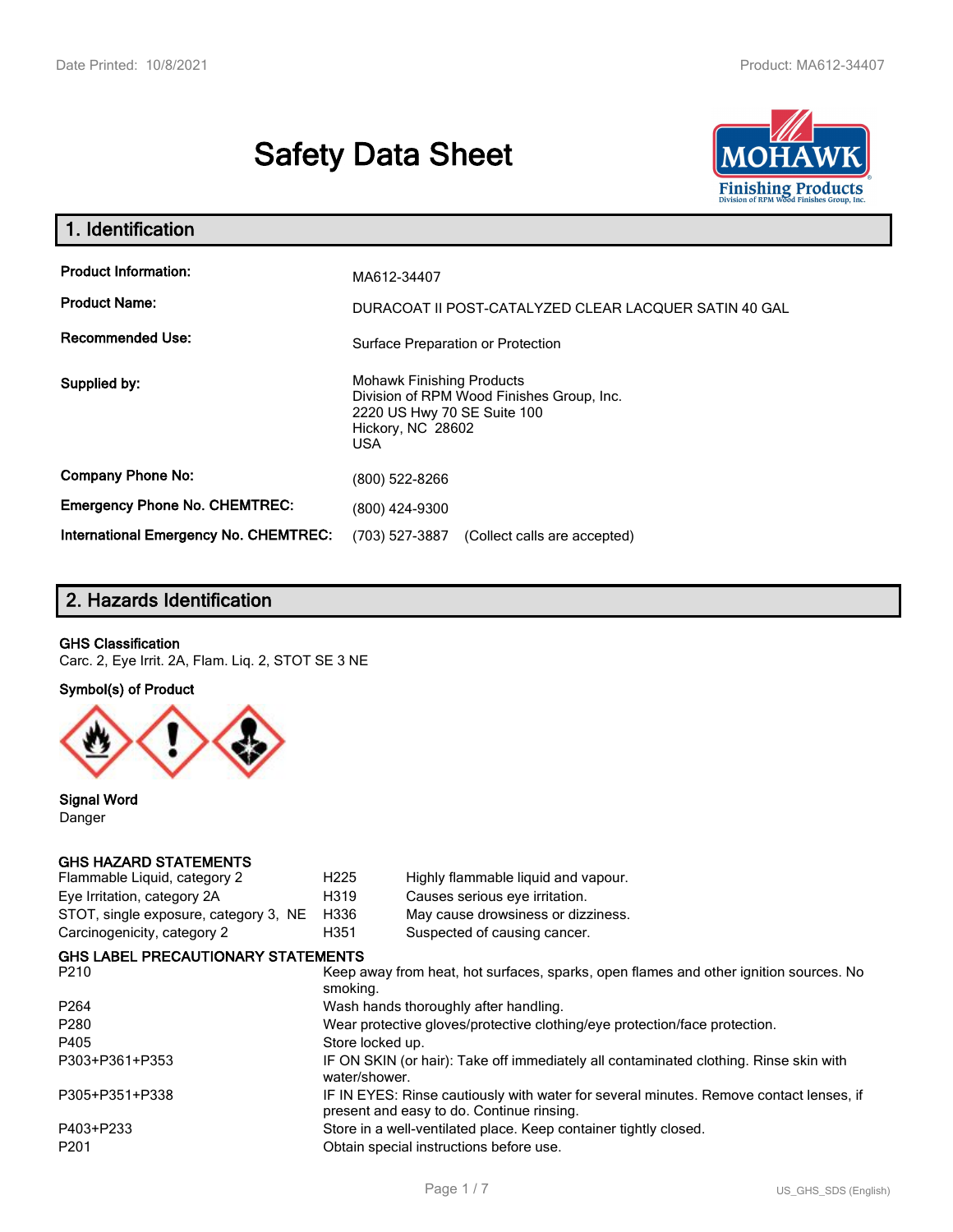# Safety Data Sheet

## 1. Identification

| | |
|---|---|
| **Product Information:** | MA612-34407 |
| **Product Name:** | DURACOAT II POST-CATALYZED CLEAR LACQUER SATIN 40 GAL |
| **Recommended Use:** | Surface Preparation or Protection |
| **Supplied by:** | Mohawk Finishing Products<br>Division of RPM Wood Finishes Group, Inc.<br>2220 US Hwy 70 SE Suite 100<br>Hickory, NC 28602<br>USA |
| **Company Phone No:** | (800) 522-8266 |
| **Emergency Phone No. CHEMTREC:** | (800) 424-9300 |
| **International Emergency No. CHEMTREC:** | (703) 527-3887 (Collect calls are accepted) |

## 2. Hazards Identification

**GHS Classification**

Carc. 2, Eye Irrit. 2A, Flam. Liq. 2, STOT SE 3 NE

**Symbol(s) of Product**

**Signal Word**

Danger

**GHS HAZARD STATEMENTS**

| | | |
|---|---|---|
| Flammable Liquid, category 2 | H225 | Highly flammable liquid and vapour. |
| Eye Irritation, category 2A | H319 | Causes serious eye irritation. |
| STOT, single exposure, category 3, NE | H336 | May cause drowsiness or dizziness. |
| Carcinogenicity, category 2 | H351 | Suspected of causing cancer. |

**GHS LABEL PRECAUTIONARY STATEMENTS**

| | |
|---|---|
| P210 | Keep away from heat, hot surfaces, sparks, open flames and other ignition sources. No smoking. |
| P264 | Wash hands thoroughly after handling. |
| P280 | Wear protective gloves/protective clothing/eye protection/face protection. |
| P405 | Store locked up. |
| P303+P361+P353 | IF ON SKIN (or hair): Take off immediately all contaminated clothing. Rinse skin with water/shower. |
| P305+P351+P338 | IF IN EYES: Rinse cautiously with water for several minutes. Remove contact lenses, if present and easy to do. Continue rinsing. |
| P403+P233 | Store in a well-ventilated place. Keep container tightly closed. |
| P201 | Obtain special instructions before use. |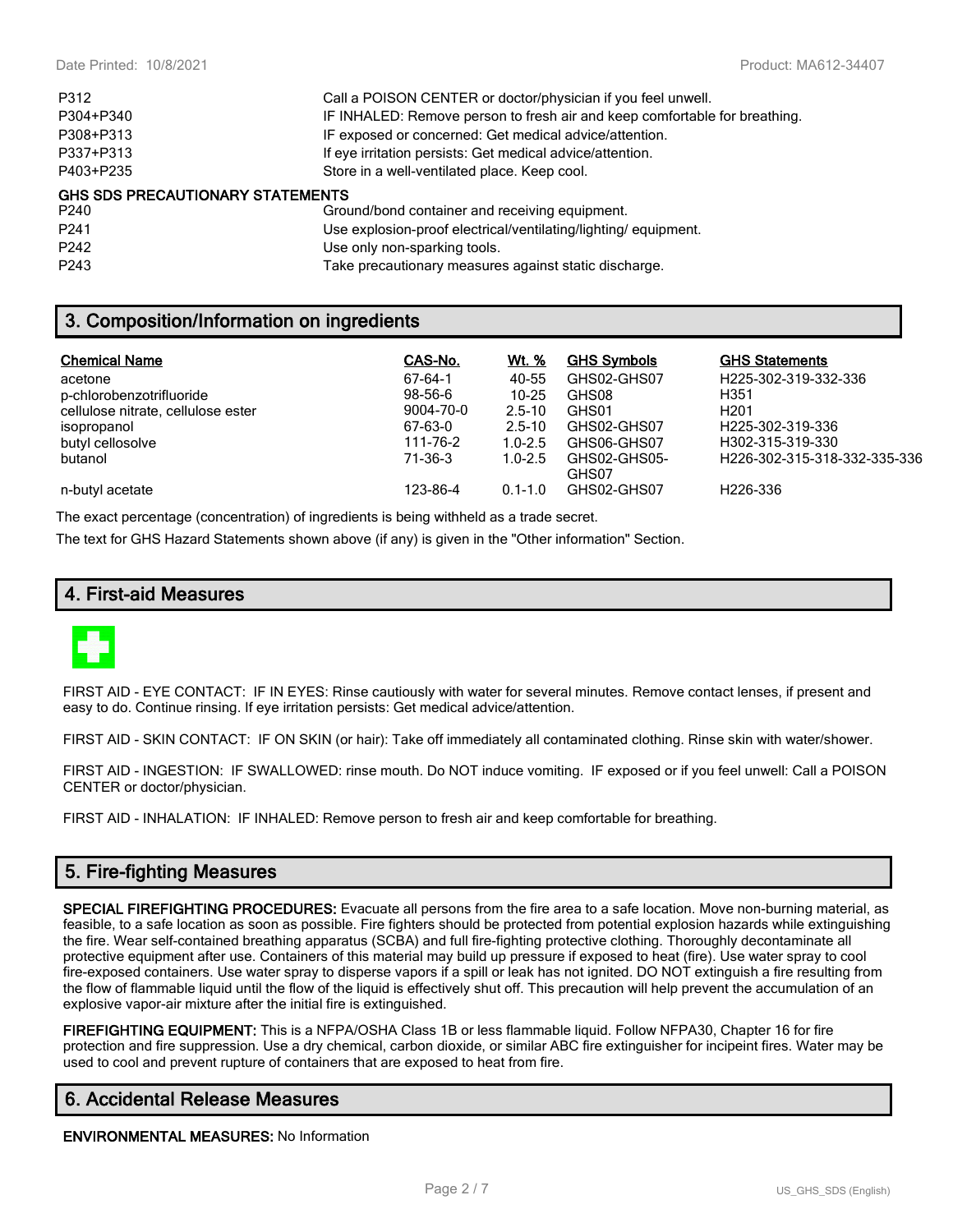| | |
|---|---|
| P312 | Call a POISON CENTER or doctor/physician if you feel unwell. |
| P304+P340 | IF INHALED: Remove person to fresh air and keep comfortable for breathing. |
| P308+P313 | IF exposed or concerned: Get medical advice/attention. |
| P337+P313 | If eye irritation persists: Get medical advice/attention. |
| P403+P235 | Store in a well-ventilated place. Keep cool. |

**GHS SDS PRECAUTIONARY STATEMENTS**

| | |
|---|---|
| P240 | Ground/bond container and receiving equipment. |
| P241 | Use explosion-proof electrical/ventilating/lighting/ equipment. |
| P242 | Use only non-sparking tools. |
| P243 | Take precautionary measures against static discharge. |

## 3. Composition/Information on ingredients

| Chemical Name | CAS-No. | Wt. % | GHS Symbols | GHS Statements |
|---|---|---|---|---|
| acetone | 67-64-1 | 40-55 | GHS02-GHS07 | H225-302-319-332-336 |
| p-chlorobenzotrifluoride | 98-56-6 | 10-25 | GHS08 | H351 |
| cellulose nitrate, cellulose ester | 9004-70-0 | 2.5-10 | GHS01 | H201 |
| isopropanol | 67-63-0 | 2.5-10 | GHS02-GHS07 | H225-302-319-336 |
| butyl cellosolve | 111-76-2 | 1.0-2.5 | GHS06-GHS07 | H302-315-319-330 |
| butanol | 71-36-3 | 1.0-2.5 | GHS02-GHS05-GHS07 | H226-302-315-318-332-335-336 |
| n-butyl acetate | 123-86-4 | 0.1-1.0 | GHS02-GHS07 | H226-336 |

The exact percentage (concentration) of ingredients is being withheld as a trade secret.

The text for GHS Hazard Statements shown above (if any) is given in the "Other information" Section.

## 4. First-aid Measures

FIRST AID - EYE CONTACT: IF IN EYES: Rinse cautiously with water for several minutes. Remove contact lenses, if present and easy to do. Continue rinsing. If eye irritation persists: Get medical advice/attention.

FIRST AID - SKIN CONTACT: IF ON SKIN (or hair): Take off immediately all contaminated clothing. Rinse skin with water/shower.

FIRST AID - INGESTION: IF SWALLOWED: rinse mouth. Do NOT induce vomiting. IF exposed or if you feel unwell: Call a POISON CENTER or doctor/physician.

FIRST AID - INHALATION: IF INHALED: Remove person to fresh air and keep comfortable for breathing.

## 5. Fire-fighting Measures

**SPECIAL FIREFIGHTING PROCEDURES:** Evacuate all persons from the fire area to a safe location. Move non-burning material, as feasible, to a safe location as soon as possible. Fire fighters should be protected from potential explosion hazards while extinguishing the fire. Wear self-contained breathing apparatus (SCBA) and full fire-fighting protective clothing. Thoroughly decontaminate all protective equipment after use. Containers of this material may build up pressure if exposed to heat (fire). Use water spray to cool fire-exposed containers. Use water spray to disperse vapors if a spill or leak has not ignited. DO NOT extinguish a fire resulting from the flow of flammable liquid until the flow of the liquid is effectively shut off. This precaution will help prevent the accumulation of an explosive vapor-air mixture after the initial fire is extinguished.

**FIREFIGHTING EQUIPMENT:** This is a NFPA/OSHA Class 1B or less flammable liquid. Follow NFPA30, Chapter 16 for fire protection and fire suppression. Use a dry chemical, carbon dioxide, or similar ABC fire extinguisher for incipeint fires. Water may be used to cool and prevent rupture of containers that are exposed to heat from fire.

## 6. Accidental Release Measures

**ENVIRONMENTAL MEASURES:** No Information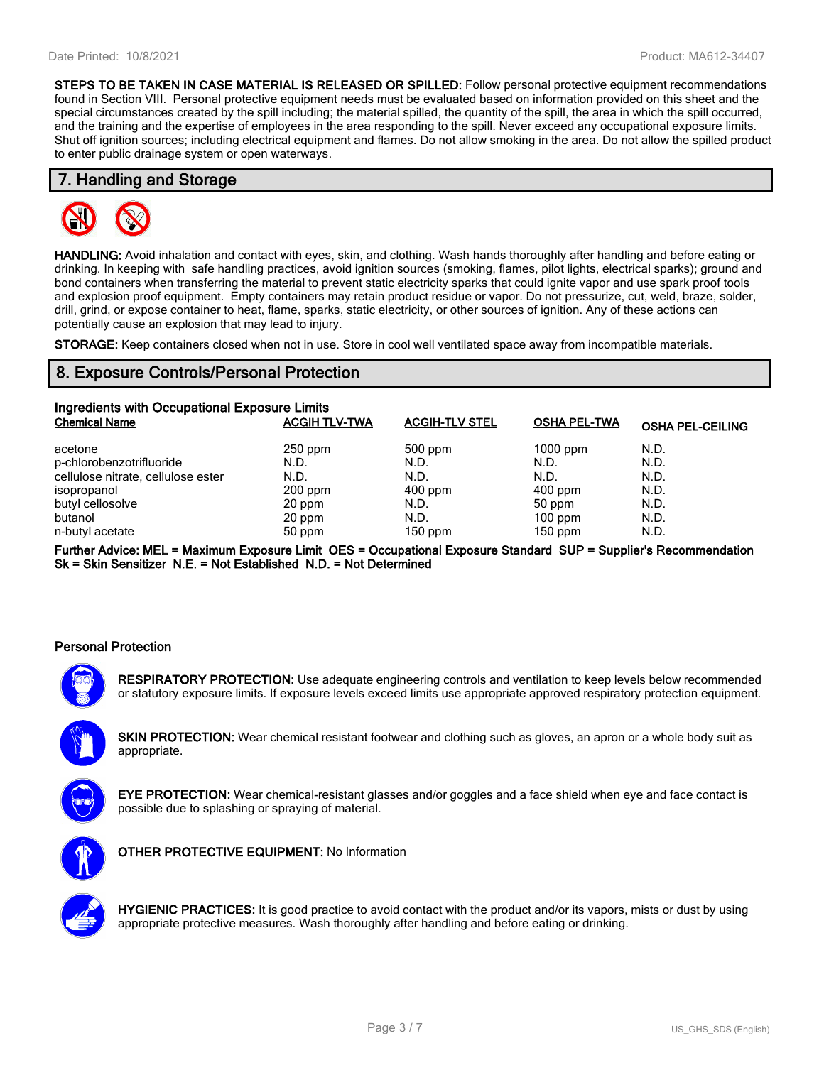**STEPS TO BE TAKEN IN CASE MATERIAL IS RELEASED OR SPILLED:** Follow personal protective equipment recommendations found in Section VIII. Personal protective equipment needs must be evaluated based on information provided on this sheet and the special circumstances created by the spill including; the material spilled, the quantity of the spill, the area in which the spill occurred, and the training and the expertise of employees in the area responding to the spill. Never exceed any occupational exposure limits. Shut off ignition sources; including electrical equipment and flames. Do not allow smoking in the area. Do not allow the spilled product to enter public drainage system or open waterways.

## 7. Handling and Storage

**HANDLING:** Avoid inhalation and contact with eyes, skin, and clothing. Wash hands thoroughly after handling and before eating or drinking. In keeping with safe handling practices, avoid ignition sources (smoking, flames, pilot lights, electrical sparks); ground and bond containers when transferring the material to prevent static electricity sparks that could ignite vapor and use spark proof tools and explosion proof equipment. Empty containers may retain product residue or vapor. Do not pressurize, cut, weld, braze, solder, drill, grind, or expose container to heat, flame, sparks, static electricity, or other sources of ignition. Any of these actions can potentially cause an explosion that may lead to injury.

**STORAGE:** Keep containers closed when not in use. Store in cool well ventilated space away from incompatible materials.

## 8. Exposure Controls/Personal Protection

### Ingredients with Occupational Exposure Limits

| Chemical Name | ACGIH TLV-TWA | ACGIH-TLV STEL | OSHA PEL-TWA | OSHA PEL-CEILING |
|---|---|---|---|---|
| acetone | 250 ppm | 500 ppm | 1000 ppm | N.D. |
| p-chlorobenzotrifluoride | N.D. | N.D. | N.D. | N.D. |
| cellulose nitrate, cellulose ester | N.D. | N.D. | N.D. | N.D. |
| isopropanol | 200 ppm | 400 ppm | 400 ppm | N.D. |
| butyl cellosolve | 20 ppm | N.D. | 50 ppm | N.D. |
| butanol | 20 ppm | N.D. | 100 ppm | N.D. |
| n-butyl acetate | 50 ppm | 150 ppm | 150 ppm | N.D. |

**Further Advice: MEL = Maximum Exposure Limit OES = Occupational Exposure Standard SUP = Supplier's Recommendation Sk = Skin Sensitizer N.E. = Not Established N.D. = Not Determined**

### Personal Protection

**RESPIRATORY PROTECTION:** Use adequate engineering controls and ventilation to keep levels below recommended or statutory exposure limits. If exposure levels exceed limits use appropriate approved respiratory protection equipment.

**SKIN PROTECTION:** Wear chemical resistant footwear and clothing such as gloves, an apron or a whole body suit as appropriate.

**EYE PROTECTION:** Wear chemical-resistant glasses and/or goggles and a face shield when eye and face contact is possible due to splashing or spraying of material.

**OTHER PROTECTIVE EQUIPMENT:** No Information

**HYGIENIC PRACTICES:** It is good practice to avoid contact with the product and/or its vapors, mists or dust by using appropriate protective measures. Wash thoroughly after handling and before eating or drinking.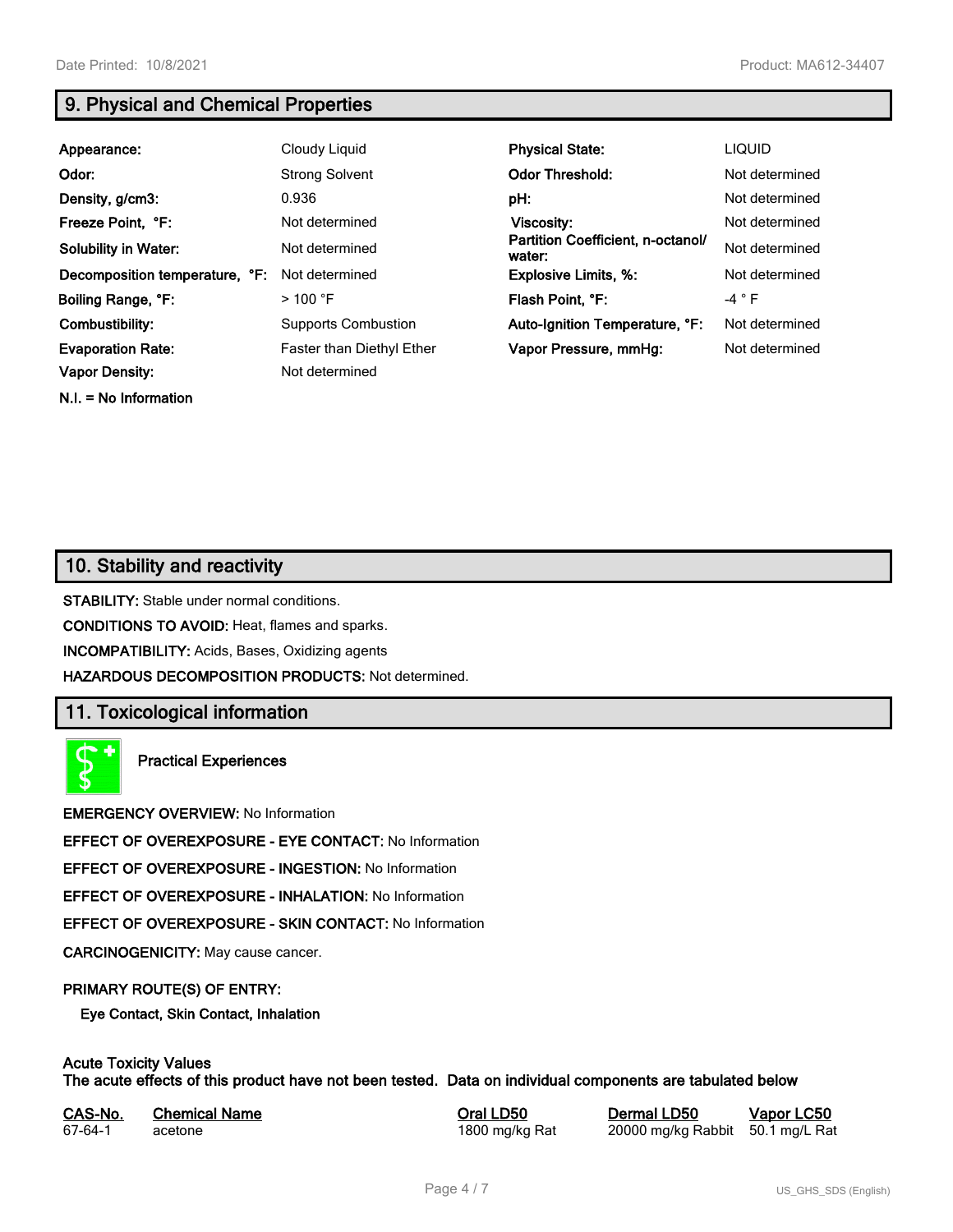## 9. Physical and Chemical Properties

| | | | |
|---|---|---|---|
| **Appearance:** | Cloudy Liquid | **Physical State:** | LIQUID |
| **Odor:** | Strong Solvent | **Odor Threshold:** | Not determined |
| **Density, g/cm3:** | 0.936 | **pH:** | Not determined |
| **Freeze Point, °F:** | Not determined | **Viscosity:** | Not determined |
| **Solubility in Water:** | Not determined | **Partition Coefficient, n-octanol/ water:** | Not determined |
| **Decomposition temperature, °F:** | Not determined | **Explosive Limits, %:** | Not determined |
| **Boiling Range, °F:** | > 100 °F | **Flash Point, °F:** | -4 ° F |
| **Combustibility:** | Supports Combustion | **Auto-Ignition Temperature, °F:** | Not determined |
| **Evaporation Rate:** | Faster than Diethyl Ether | **Vapor Pressure, mmHg:** | Not determined |
| **Vapor Density:** | Not determined | | |

**N.I. = No Information**

## 10. Stability and reactivity

**STABILITY:** Stable under normal conditions.

**CONDITIONS TO AVOID:** Heat, flames and sparks.

**INCOMPATIBILITY:** Acids, Bases, Oxidizing agents

**HAZARDOUS DECOMPOSITION PRODUCTS:** Not determined.

## 11. Toxicological information

**Practical Experiences**

**EMERGENCY OVERVIEW:** No Information

**EFFECT OF OVEREXPOSURE - EYE CONTACT:** No Information

**EFFECT OF OVEREXPOSURE - INGESTION:** No Information

**EFFECT OF OVEREXPOSURE - INHALATION:** No Information

**EFFECT OF OVEREXPOSURE - SKIN CONTACT:** No Information

**CARCINOGENICITY:** May cause cancer.

**PRIMARY ROUTE(S) OF ENTRY:**

**Eye Contact, Skin Contact, Inhalation**

**Acute Toxicity Values**
**The acute effects of this product have not been tested. Data on individual components are tabulated below**

| CAS-No. | Chemical Name | Oral LD50 | Dermal LD50 | Vapor LC50 |
|---|---|---|---|---|
| 67-64-1 | acetone | 1800 mg/kg Rat | 20000 mg/kg Rabbit | 50.1 mg/L Rat |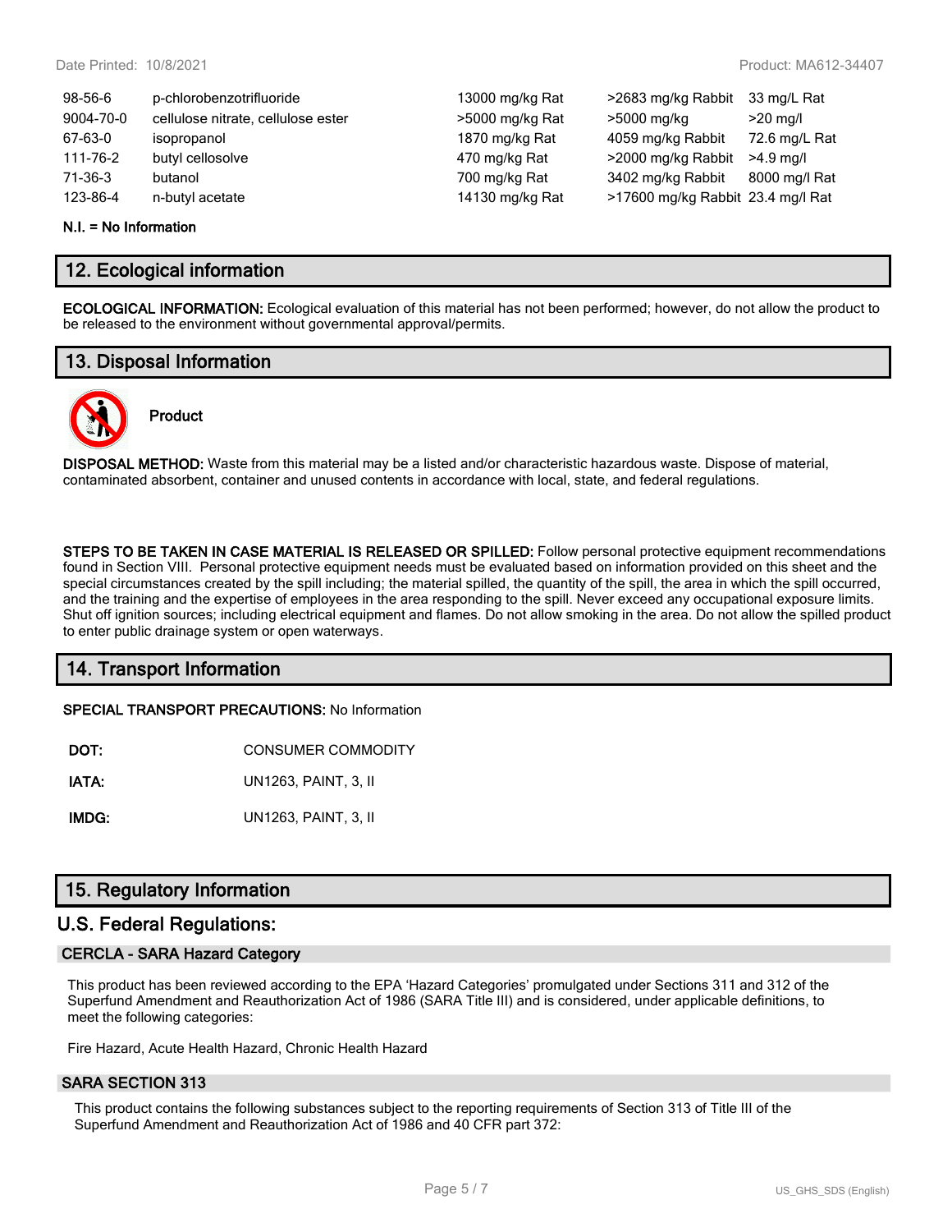| | | | | |
|---|---|---|---|---|
| 98-56-6 | p-chlorobenzotrifluoride | 13000 mg/kg Rat | >2683 mg/kg Rabbit | 33 mg/L Rat |
| 9004-70-0 | cellulose nitrate, cellulose ester | >5000 mg/kg Rat | >5000 mg/kg | >20 mg/l |
| 67-63-0 | isopropanol | 1870 mg/kg Rat | 4059 mg/kg Rabbit | 72.6 mg/L Rat |
| 111-76-2 | butyl cellosolve | 470 mg/kg Rat | >2000 mg/kg Rabbit | >4.9 mg/l |
| 71-36-3 | butanol | 700 mg/kg Rat | 3402 mg/kg Rabbit | 8000 mg/l Rat |
| 123-86-4 | n-butyl acetate | 14130 mg/kg Rat | >17600 mg/kg Rabbit | 23.4 mg/l Rat |

**N.I. = No Information**

## 12. Ecological information

**ECOLOGICAL INFORMATION:** Ecological evaluation of this material has not been performed; however, do not allow the product to be released to the environment without governmental approval/permits.

## 13. Disposal Information

**Product**

**DISPOSAL METHOD:** Waste from this material may be a listed and/or characteristic hazardous waste. Dispose of material, contaminated absorbent, container and unused contents in accordance with local, state, and federal regulations.

**STEPS TO BE TAKEN IN CASE MATERIAL IS RELEASED OR SPILLED:** Follow personal protective equipment recommendations found in Section VIII. Personal protective equipment needs must be evaluated based on information provided on this sheet and the special circumstances created by the spill including; the material spilled, the quantity of the spill, the area in which the spill occurred, and the training and the expertise of employees in the area responding to the spill. Never exceed any occupational exposure limits. Shut off ignition sources; including electrical equipment and flames. Do not allow smoking in the area. Do not allow the spilled product to enter public drainage system or open waterways.

## 14. Transport Information

**SPECIAL TRANSPORT PRECAUTIONS:** No Information

**DOT:** CONSUMER COMMODITY

**IATA:** UN1263, PAINT, 3, II

**IMDG:** UN1263, PAINT, 3, II

## 15. Regulatory Information

## U.S. Federal Regulations:

### CERCLA - SARA Hazard Category

This product has been reviewed according to the EPA 'Hazard Categories' promulgated under Sections 311 and 312 of the Superfund Amendment and Reauthorization Act of 1986 (SARA Title III) and is considered, under applicable definitions, to meet the following categories:

Fire Hazard, Acute Health Hazard, Chronic Health Hazard

### SARA SECTION 313

This product contains the following substances subject to the reporting requirements of Section 313 of Title III of the Superfund Amendment and Reauthorization Act of 1986 and 40 CFR part 372: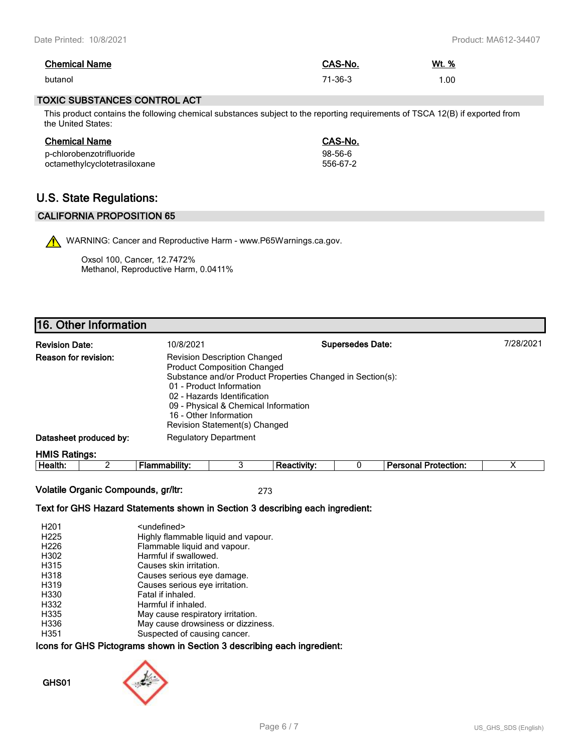| Chemical Name | CAS-No. | Wt. % |
|---|---|---|
| butanol | 71-36-3 | 1.00 |

### TOXIC SUBSTANCES CONTROL ACT

This product contains the following chemical substances subject to the reporting requirements of TSCA 12(B) if exported from the United States:

| Chemical Name | CAS-No. |
|---|---|
| p-chlorobenzotrifluoride | 98-56-6 |
| octamethylcyclotetrasiloxane | 556-67-2 |

## U.S. State Regulations:

### CALIFORNIA PROPOSITION 65

⚠ WARNING: Cancer and Reproductive Harm - www.P65Warnings.ca.gov.

Oxsol 100, Cancer, 12.7472%
Methanol, Reproductive Harm, 0.0411%

## 16. Other Information

**Revision Date:** 10/8/2021

**Supersedes Date:** 7/28/2021

**Reason for revision:**
Revision Description Changed
Product Composition Changed
Substance and/or Product Properties Changed in Section(s):
- 01 - Product Information
- 02 - Hazards Identification
- 09 - Physical & Chemical Information
- 16 - Other Information

Revision Statement(s) Changed

**Datasheet produced by:** Regulatory Department

**HMIS Ratings:**

| Health: | 2 | Flammability: | 3 | Reactivity: | 0 | Personal Protection: | X |
|---|---|---|---|---|---|---|---|

**Volatile Organic Compounds, gr/ltr:** 273

**Text for GHS Hazard Statements shown in Section 3 describing each ingredient:**

| | |
|---|---|
| H201 | <undefined> |
| H225 | Highly flammable liquid and vapour. |
| H226 | Flammable liquid and vapour. |
| H302 | Harmful if swallowed. |
| H315 | Causes skin irritation. |
| H318 | Causes serious eye damage. |
| H319 | Causes serious eye irritation. |
| H330 | Fatal if inhaled. |
| H332 | Harmful if inhaled. |
| H335 | May cause respiratory irritation. |
| H336 | May cause drowsiness or dizziness. |
| H351 | Suspected of causing cancer. |

**Icons for GHS Pictograms shown in Section 3 describing each ingredient:**

GHS01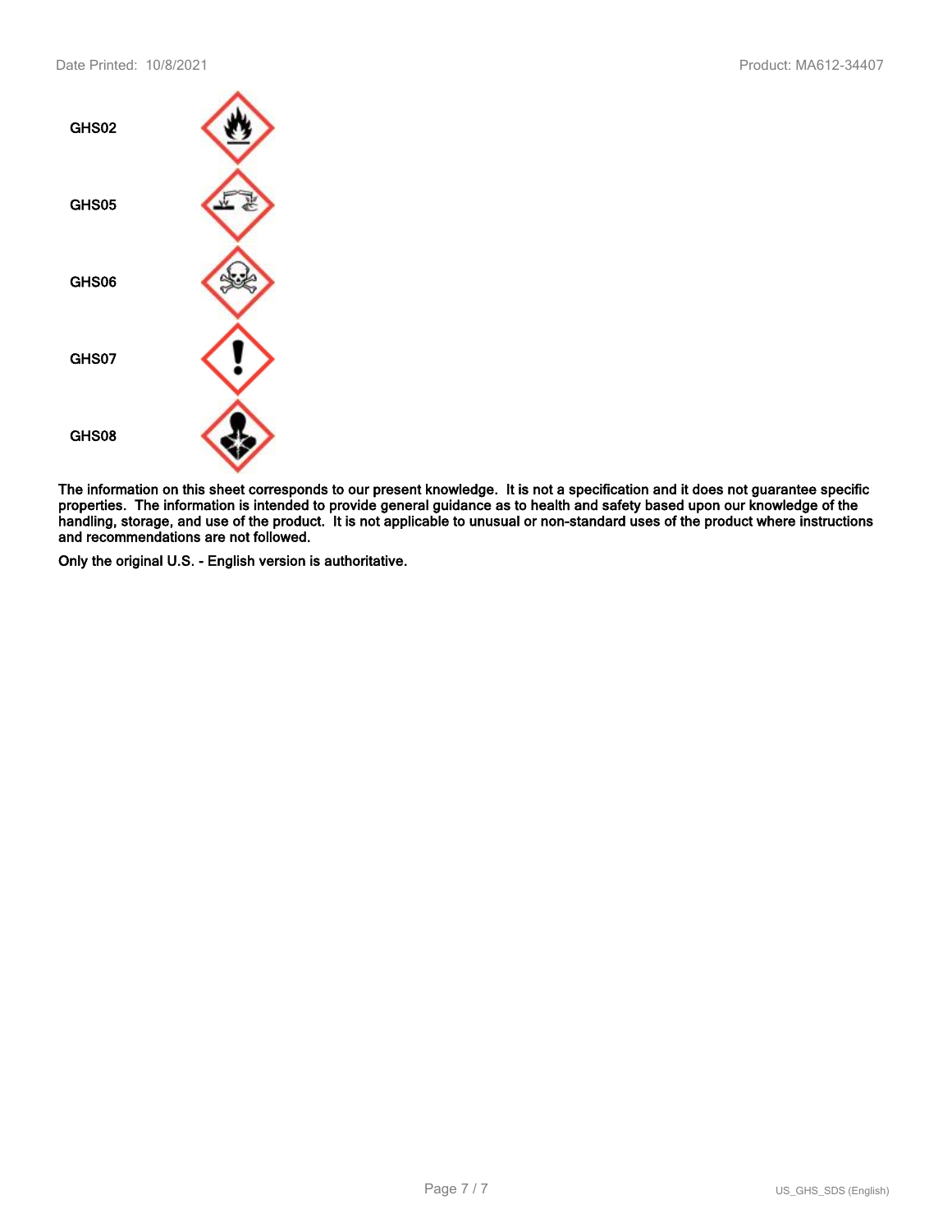GHS02

GHS05

GHS06

GHS07

GHS08

**The information on this sheet corresponds to our present knowledge. It is not a specification and it does not guarantee specific properties. The information is intended to provide general guidance as to health and safety based upon our knowledge of the handling, storage, and use of the product. It is not applicable to unusual or non-standard uses of the product where instructions and recommendations are not followed.**

**Only the original U.S. - English version is authoritative.**